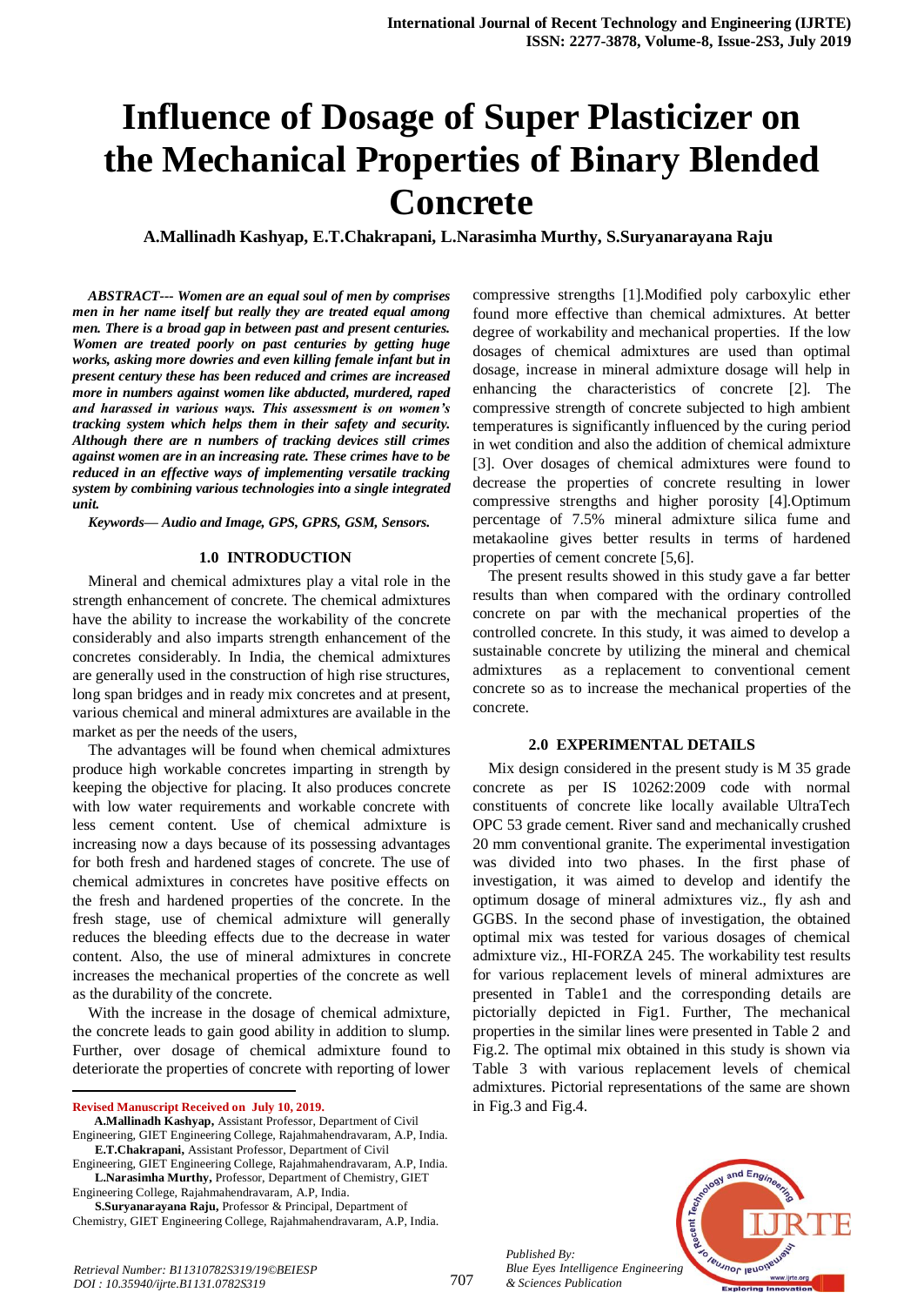# Influence of Dosage of Super Plasticizer on the Mechanical Properties of Binary Blended Concrete

**A.Mallinadh Kashyap, E.T.Chakrapani, L.Narasimha Murthy, S.Suryanarayana Raju**

***ABSTRACT--- Women are an equal soul of men by comprises men in her name itself but really they are treated equal among men. There is a broad gap in between past and present centuries. Women are treated poorly on past centuries by getting huge works, asking more dowries and even killing female infant but in present century these has been reduced and crimes are increased more in numbers against women like abducted, murdered, raped and harassed in various ways. This assessment is on women's tracking system which helps them in their safety and security. Although there are n numbers of tracking devices still crimes against women are in an increasing rate. These crimes have to be reduced in an effective ways of implementing versatile tracking system by combining various technologies into a single integrated unit.***

***Keywords— Audio and Image, GPS, GPRS, GSM, Sensors.***

## 1.0 INTRODUCTION

Mineral and chemical admixtures play a vital role in the strength enhancement of concrete. The chemical admixtures have the ability to increase the workability of the concrete considerably and also imparts strength enhancement of the concretes considerably. In India, the chemical admixtures are generally used in the construction of high rise structures, long span bridges and in ready mix concretes and at present, various chemical and mineral admixtures are available in the market as per the needs of the users,

The advantages will be found when chemical admixtures produce high workable concretes imparting in strength by keeping the objective for placing. It also produces concrete with low water requirements and workable concrete with less cement content. Use of chemical admixture is increasing now a days because of its possessing advantages for both fresh and hardened stages of concrete. The use of chemical admixtures in concretes have positive effects on the fresh and hardened properties of the concrete. In the fresh stage, use of chemical admixture will generally reduces the bleeding effects due to the decrease in water content. Also, the use of mineral admixtures in concrete increases the mechanical properties of the concrete as well as the durability of the concrete.

With the increase in the dosage of chemical admixture, the concrete leads to gain good ability in addition to slump. Further, over dosage of chemical admixture found to deteriorate the properties of concrete with reporting of lower compressive strengths [1].Modified poly carboxylic ether found more effective than chemical admixtures. At better degree of workability and mechanical properties. If the low dosages of chemical admixtures are used than optimal dosage, increase in mineral admixture dosage will help in enhancing the characteristics of concrete [2]. The compressive strength of concrete subjected to high ambient temperatures is significantly influenced by the curing period in wet condition and also the addition of chemical admixture [3]. Over dosages of chemical admixtures were found to decrease the properties of concrete resulting in lower compressive strengths and higher porosity [4].Optimum percentage of 7.5% mineral admixture silica fume and metakaoline gives better results in terms of hardened properties of cement concrete [5,6].

The present results showed in this study gave a far better results than when compared with the ordinary controlled concrete on par with the mechanical properties of the controlled concrete. In this study, it was aimed to develop a sustainable concrete by utilizing the mineral and chemical admixtures as a replacement to conventional cement concrete so as to increase the mechanical properties of the concrete.

## 2.0 EXPERIMENTAL DETAILS

Mix design considered in the present study is M 35 grade concrete as per IS 10262:2009 code with normal constituents of concrete like locally available UltraTech OPC 53 grade cement. River sand and mechanically crushed 20 mm conventional granite. The experimental investigation was divided into two phases. In the first phase of investigation, it was aimed to develop and identify the optimum dosage of mineral admixtures viz., fly ash and GGBS. In the second phase of investigation, the obtained optimal mix was tested for various dosages of chemical admixture viz., HI-FORZA 245. The workability test results for various replacement levels of mineral admixtures are presented in Table1 and the corresponding details are pictorially depicted in Fig1. Further, The mechanical properties in the similar lines were presented in Table 2 and Fig.2. The optimal mix obtained in this study is shown via Table 3 with various replacement levels of chemical admixtures. Pictorial representations of the same are shown in Fig.3 and Fig.4.

---

**Revised Manuscript Received on July 10, 2019.**

**A.Mallinadh Kashyap,** Assistant Professor, Department of Civil Engineering, GIET Engineering College, Rajahmahendravaram, A.P, India.

**E.T.Chakrapani,** Assistant Professor, Department of Civil Engineering, GIET Engineering College, Rajahmahendravaram, A.P, India.

**L.Narasimha Murthy,** Professor, Department of Chemistry, GIET Engineering College, Rajahmahendravaram, A.P, India.

**S.Suryanarayana Raju,** Professor & Principal, Department of Chemistry, GIET Engineering College, Rajahmahendravaram, A.P, India.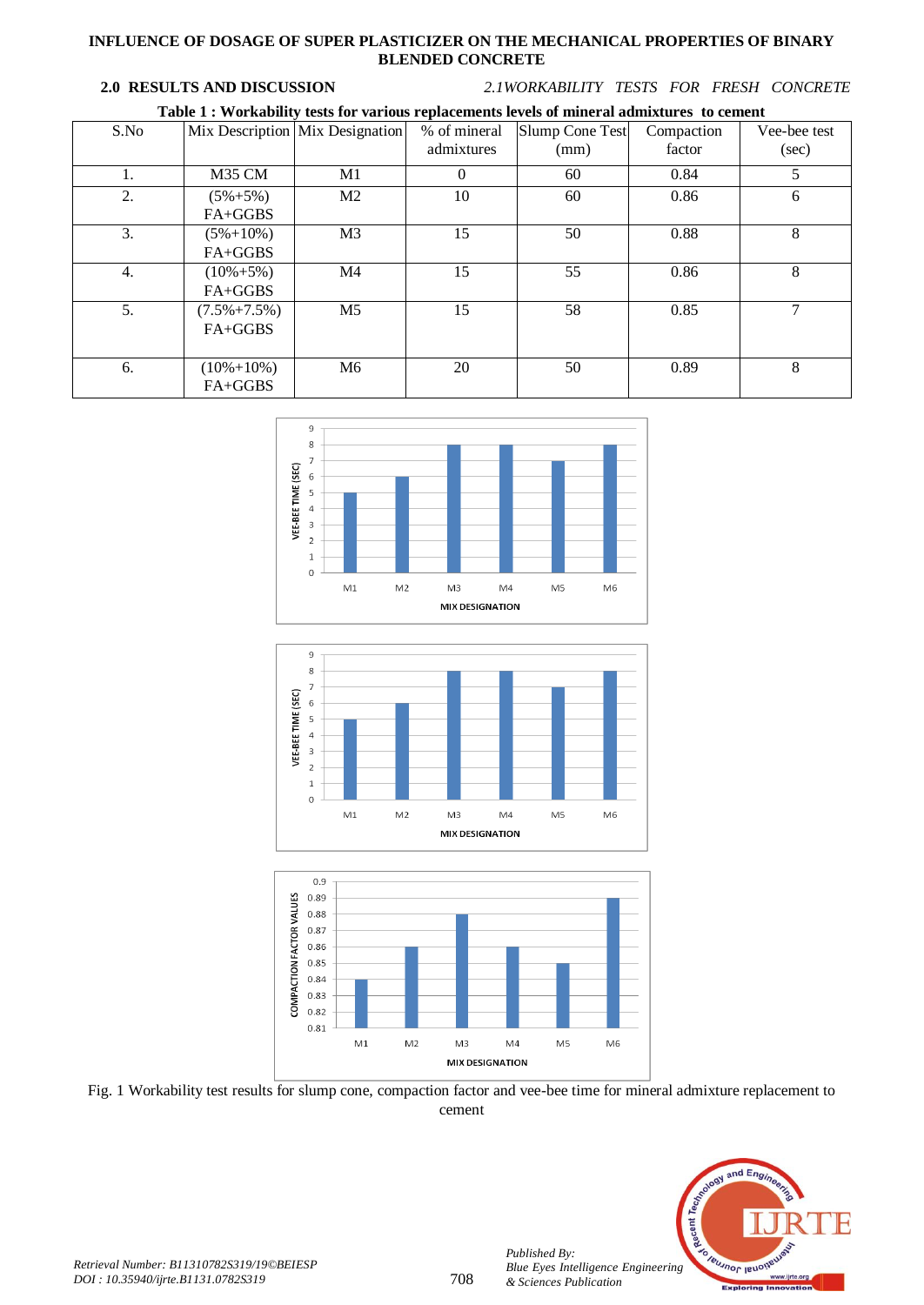## 2.0 RESULTS AND DISCUSSION

*2.1WORKABILITY TESTS FOR FRESH CONCRETE*

**Table 1 : Workability tests for various replacements levels of mineral admixtures to cement**

| S.No | Mix Description | Mix Designation | % of mineral admixtures | Slump Cone Test (mm) | Compaction factor | Vee-bee test (sec) |
|---|---|---|---|---|---|---|
| 1. | M35 CM | M1 | 0 | 60 | 0.84 | 5 |
| 2. | (5%+5%) FA+GGBS | M2 | 10 | 60 | 0.86 | 6 |
| 3. | (5%+10%) FA+GGBS | M3 | 15 | 50 | 0.88 | 8 |
| 4. | (10%+5%) FA+GGBS | M4 | 15 | 55 | 0.86 | 8 |
| 5. | (7.5%+7.5%) FA+GGBS | M5 | 15 | 58 | 0.85 | 7 |
| 6. | (10%+10%) FA+GGBS | M6 | 20 | 50 | 0.89 | 8 |

Fig. 1 Workability test results for slump cone, compaction factor and vee-bee time for mineral admixture replacement to cement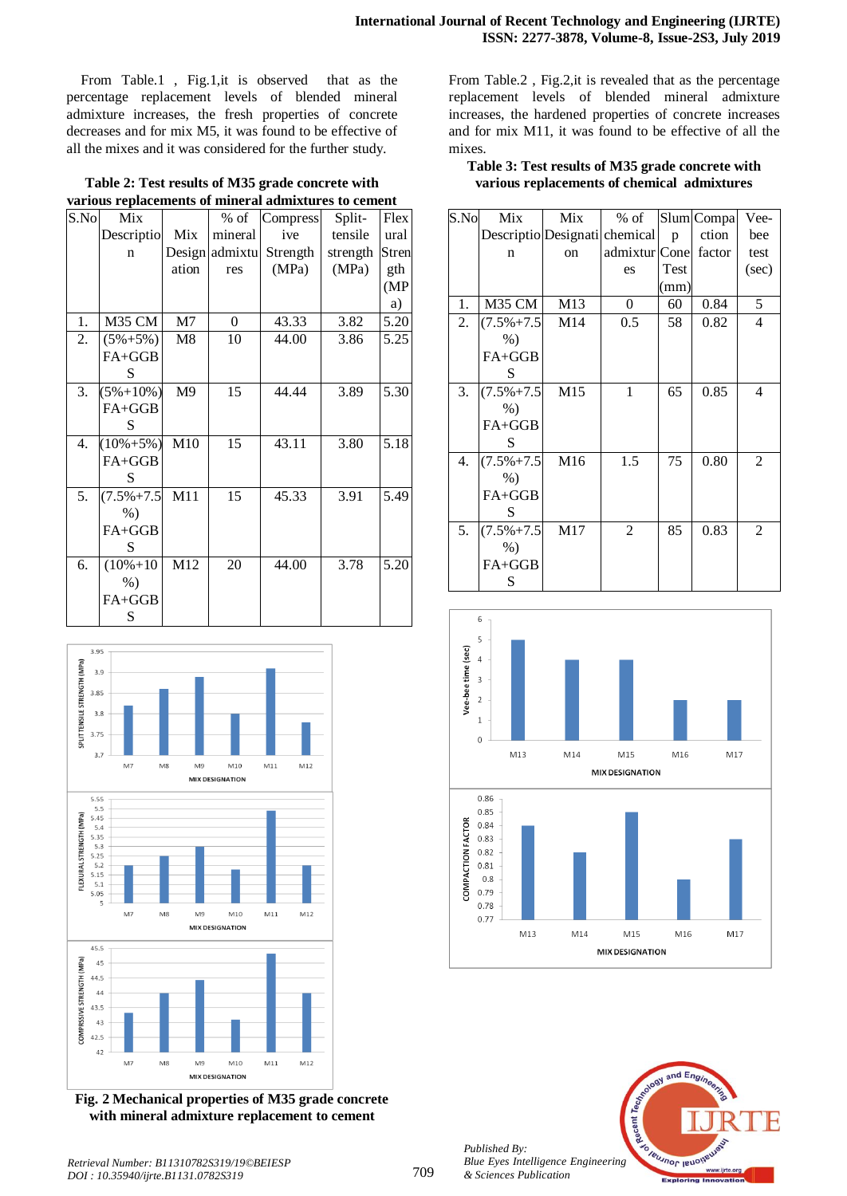From Table.1 , Fig.1,it is observed that as the percentage replacement levels of blended mineral admixture increases, the fresh properties of concrete decreases and for mix M5, it was found to be effective of all the mixes and it was considered for the further study.

**Table 2: Test results of M35 grade concrete with various replacements of mineral admixtures to cement**

| S.No | Mix Description | Mix Designation | % of mineral admixtures | Compressive Strength (MPa) | Split-tensile strength (MPa) | Flexural Strength (MPa) |
|---|---|---|---|---|---|---|
| 1. | M35 CM | M7 | 0 | 43.33 | 3.82 | 5.20 |
| 2. | (5%+5%) FA+GGBS | M8 | 10 | 44.00 | 3.86 | 5.25 |
| 3. | (5%+10%) FA+GGBS | M9 | 15 | 44.44 | 3.89 | 5.30 |
| 4. | (10%+5%) FA+GGBS | M10 | 15 | 43.11 | 3.80 | 5.18 |
| 5. | (7.5%+7.5%) FA+GGBS | M11 | 15 | 45.33 | 3.91 | 5.49 |
| 6. | (10%+10%) FA+GGBS | M12 | 20 | 44.00 | 3.78 | 5.20 |

Fig. 2 Mechanical properties of M35 grade concrete with mineral admixture replacement to cement

From Table.2 , Fig.2,it is revealed that as the percentage replacement levels of blended mineral admixture increases, the hardened properties of concrete increases and for mix M11, it was found to be effective of all the mixes.

**Table 3: Test results of M35 grade concrete with various replacements of chemical admixtures**

| S.No | Mix Description | Mix Designation | % of chemical admixtures | Slump Cone Test (mm) | Compaction factor | Vee-bee test (sec) |
|---|---|---|---|---|---|---|
| 1. | M35 CM | M13 | 0 | 60 | 0.84 | 5 |
| 2. | (7.5%+7.5%) FA+GGBS | M14 | 0.5 | 58 | 0.82 | 4 |
| 3. | (7.5%+7.5%) FA+GGBS | M15 | 1 | 65 | 0.85 | 4 |
| 4. | (7.5%+7.5%) FA+GGBS | M16 | 1.5 | 75 | 0.80 | 2 |
| 5. | (7.5%+7.5%) FA+GGBS | M17 | 2 | 85 | 0.83 | 2 |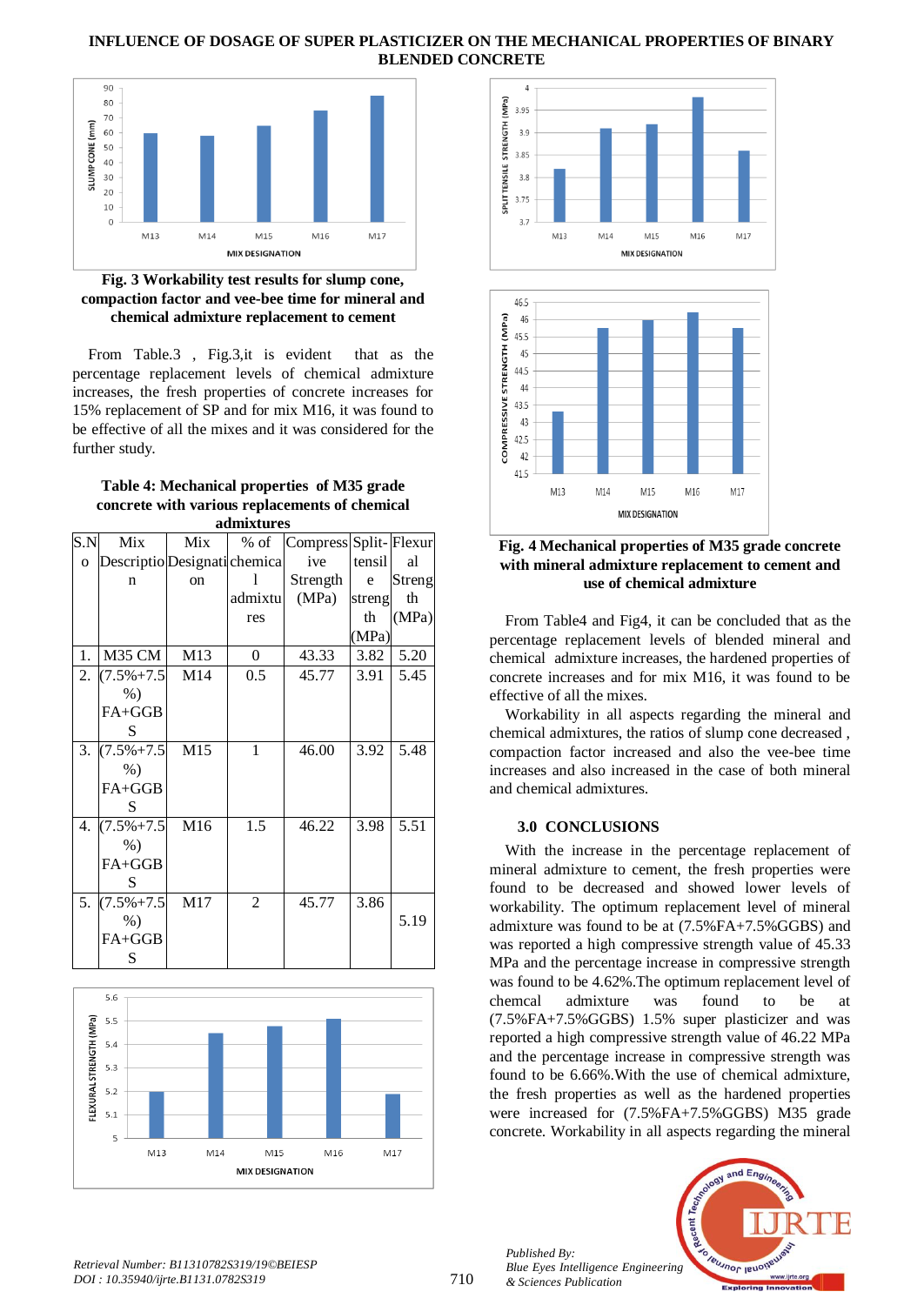Fig. 3 Workability test results for slump cone, compaction factor and vee-bee time for mineral and chemical admixture replacement to cement

From Table.3 , Fig.3,it is evident that as the percentage replacement levels of chemical admixture increases, the fresh properties of concrete increases for 15% replacement of SP and for mix M16, it was found to be effective of all the mixes and it was considered for the further study.

**Table 4: Mechanical properties of M35 grade concrete with various replacements of chemical admixtures**

| S.No | Mix Description | Designation | % of chemical admixtures | Compressive Strength (MPa) | Split-tensile strength (MPa) | Flexural Strength (MPa) |
|---|---|---|---|---|---|---|
| 1. | M35 CM | M13 | 0 | 43.33 | 3.82 | 5.20 |
| 2. | (7.5%+7.5%) FA+GGBS | M14 | 0.5 | 45.77 | 3.91 | 5.45 |
| 3. | (7.5%+7.5%) FA+GGBS | M15 | 1 | 46.00 | 3.92 | 5.48 |
| 4. | (7.5%+7.5%) FA+GGBS | M16 | 1.5 | 46.22 | 3.98 | 5.51 |
| 5. | (7.5%+7.5%) FA+GGBS | M17 | 2 | 45.77 | 3.86 | 5.19 |

**Fig. 4 Mechanical properties of M35 grade concrete with mineral admixture replacement to cement and use of chemical admixture**

From Table4 and Fig4, it can be concluded that as the percentage replacement levels of blended mineral and chemical admixture increases, the hardened properties of concrete increases and for mix M16, it was found to be effective of all the mixes.

Workability in all aspects regarding the mineral and chemical admixtures, the ratios of slump cone decreased , compaction factor increased and also the vee-bee time increases and also increased in the case of both mineral and chemical admixtures.

## 3.0 CONCLUSIONS

With the increase in the percentage replacement of mineral admixture to cement, the fresh properties were found to be decreased and showed lower levels of workability. The optimum replacement level of mineral admixture was found to be at (7.5%FA+7.5%GGBS) and was reported a high compressive strength value of 45.33 MPa and the percentage increase in compressive strength was found to be 4.62%.The optimum replacement level of chemcal admixture was found to be at (7.5%FA+7.5%GGBS) 1.5% super plasticizer and was reported a high compressive strength value of 46.22 MPa and the percentage increase in compressive strength was found to be 6.66%.With the use of chemical admixture, the fresh properties as well as the hardened properties were increased for (7.5%FA+7.5%GGBS) M35 grade concrete. Workability in all aspects regarding the mineral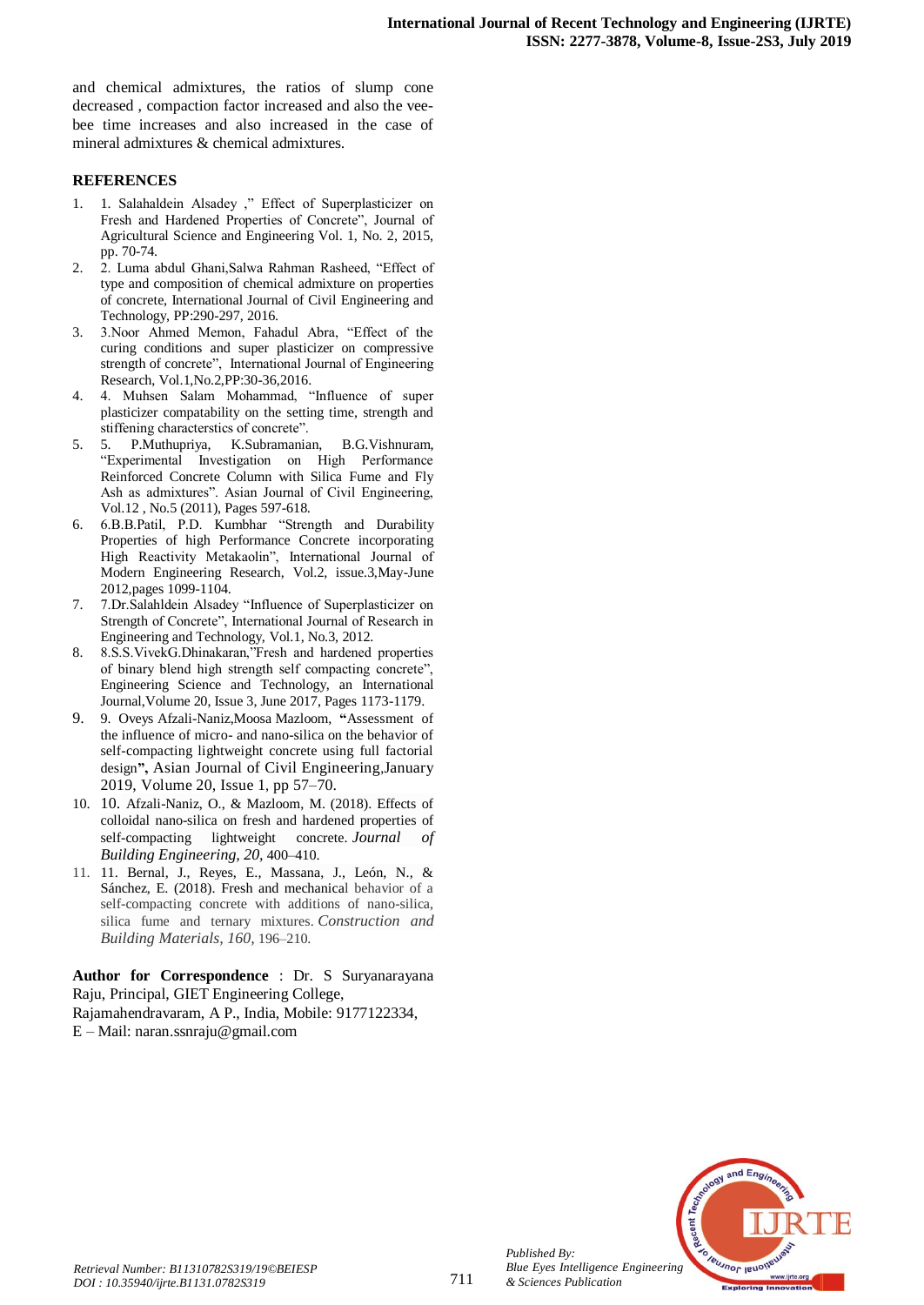and chemical admixtures, the ratios of slump cone decreased , compaction factor increased and also the vee-bee time increases and also increased in the case of mineral admixtures & chemical admixtures.

## REFERENCES

1. 1. Salahaldein Alsadey ," Effect of Superplasticizer on Fresh and Hardened Properties of Concrete", Journal of Agricultural Science and Engineering Vol. 1, No. 2, 2015, pp. 70-74.
2. 2. Luma abdul Ghani,Salwa Rahman Rasheed, "Effect of type and composition of chemical admixture on properties of concrete, International Journal of Civil Engineering and Technology, PP:290-297, 2016.
3. 3.Noor Ahmed Memon, Fahadul Abra, "Effect of the curing conditions and super plasticizer on compressive strength of concrete", International Journal of Engineering Research, Vol.1,No.2,PP:30-36,2016.
4. 4. Muhsen Salam Mohammad, "Influence of super plasticizer compatability on the setting time, strength and stiffening characterstics of concrete".
5. 5. P.Muthupriya, K.Subramanian, B.G.Vishnuram, "Experimental Investigation on High Performance Reinforced Concrete Column with Silica Fume and Fly Ash as admixtures". Asian Journal of Civil Engineering, Vol.12 , No.5 (2011), Pages 597-618.
6. 6.B.B.Patil, P.D. Kumbhar "Strength and Durability Properties of high Performance Concrete incorporating High Reactivity Metakaolin", International Journal of Modern Engineering Research, Vol.2, issue.3,May-June 2012,pages 1099-1104.
7. 7.Dr.Salahldein Alsadey "Influence of Superplasticizer on Strength of Concrete", International Journal of Research in Engineering and Technology, Vol.1, No.3, 2012.
8. 8.S.S.VivekG.Dhinakaran,"Fresh and hardened properties of binary blend high strength self compacting concrete", Engineering Science and Technology, an International Journal,Volume 20, Issue 3, June 2017, Pages 1173-1179.
9. 9. Oveys Afzali-Naniz,Moosa Mazloom, **"**Assessment of the influence of micro- and nano-silica on the behavior of self-compacting lightweight concrete using full factorial design**"**, Asian Journal of Civil Engineering,January 2019, Volume 20, Issue 1, pp 57–70.
10. 10. Afzali-Naniz, O., & Mazloom, M. (2018). Effects of colloidal nano-silica on fresh and hardened properties of self-compacting lightweight concrete. *Journal of Building Engineering*, *20*, 400–410.
11. 11. Bernal, J., Reyes, E., Massana, J., León, N., & Sánchez, E. (2018). Fresh and mechanical behavior of a self-compacting concrete with additions of nano-silica, silica fume and ternary mixtures. *Construction and Building Materials*, *160*, 196–210.

**Author for Correspondence** : Dr. S Suryanarayana Raju, Principal, GIET Engineering College, Rajamahendravaram, A P., India, Mobile: 9177122334, E – Mail: naran.ssnraju@gmail.com